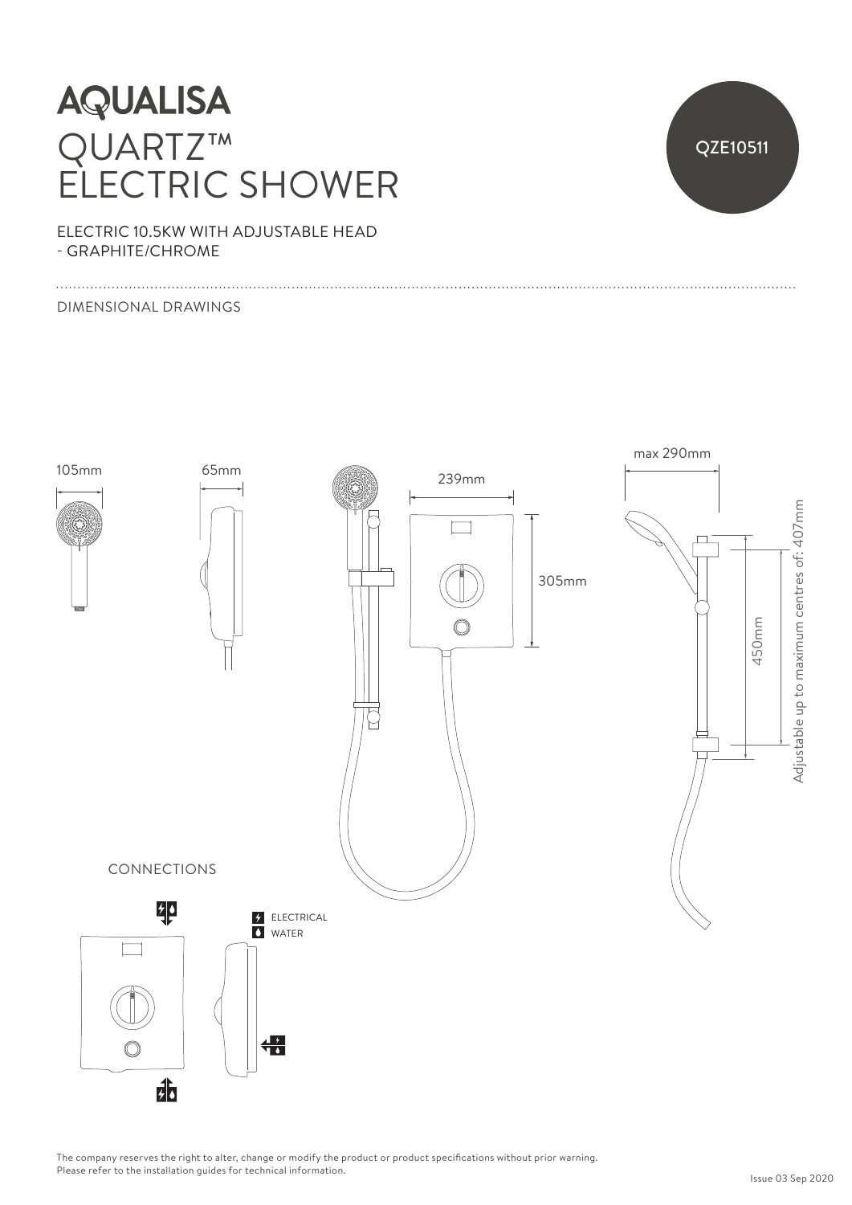# AQUALISA

# QUARTZ™ ELECTRIC SHOWER

QZE10511

ELECTRIC 10.5KW WITH ADJUSTABLE HEAD
- GRAPHITE/CHROME

DIMENSIONAL DRAWINGS

105mm

65mm

239mm

305mm

max 290mm

450mm

Adjustable up to maximum centres of: 407mm

CONNECTIONS

ELECTRICAL

WATER

The company reserves the right to alter, change or modify the product or product specifications without prior warning.
Please refer to the installation guides for technical information.

Issue 03 Sep 2020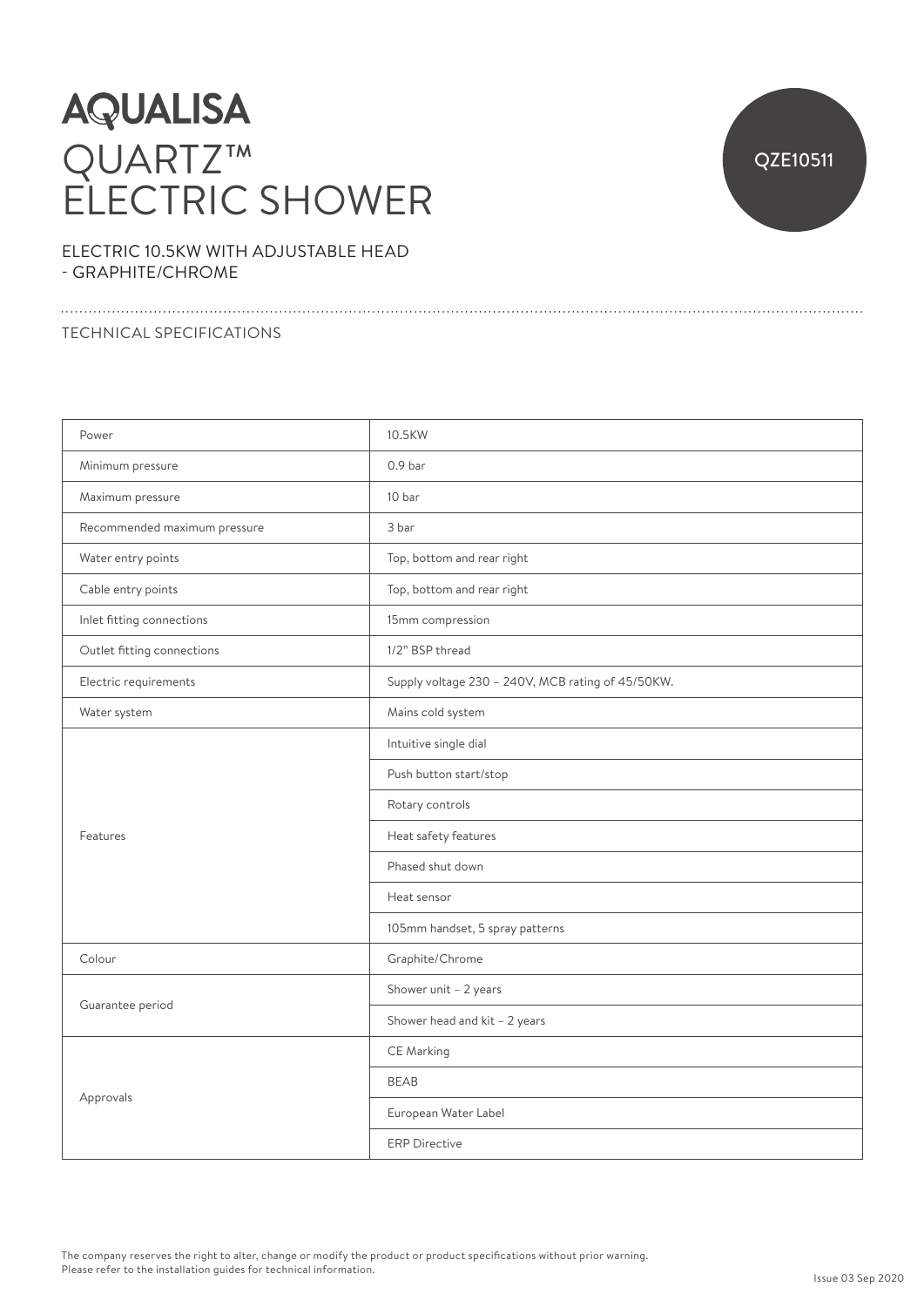# AQUALISA

# QUARTZ™ ELECTRIC SHOWER

QZE10511

ELECTRIC 10.5KW WITH ADJUSTABLE HEAD
- GRAPHITE/CHROME

TECHNICAL SPECIFICATIONS

| | |
|---|---|
| Power | 10.5KW |
| Minimum pressure | 0.9 bar |
| Maximum pressure | 10 bar |
| Recommended maximum pressure | 3 bar |
| Water entry points | Top, bottom and rear right |
| Cable entry points | Top, bottom and rear right |
| Inlet fitting connections | 15mm compression |
| Outlet fitting connections | 1/2" BSP thread |
| Electric requirements | Supply voltage 230 – 240V, MCB rating of 45/50KW. |
| Water system | Mains cold system |
| Features | Intuitive single dial |
| | Push button start/stop |
| | Rotary controls |
| | Heat safety features |
| | Phased shut down |
| | Heat sensor |
| | 105mm handset, 5 spray patterns |
| Colour | Graphite/Chrome |
| Guarantee period | Shower unit – 2 years |
| | Shower head and kit – 2 years |
| Approvals | CE Marking |
| | BEAB |
| | European Water Label |
| | ERP Directive |

The company reserves the right to alter, change or modify the product or product specifications without prior warning.
Please refer to the installation guides for technical information.

Issue 03 Sep 2020